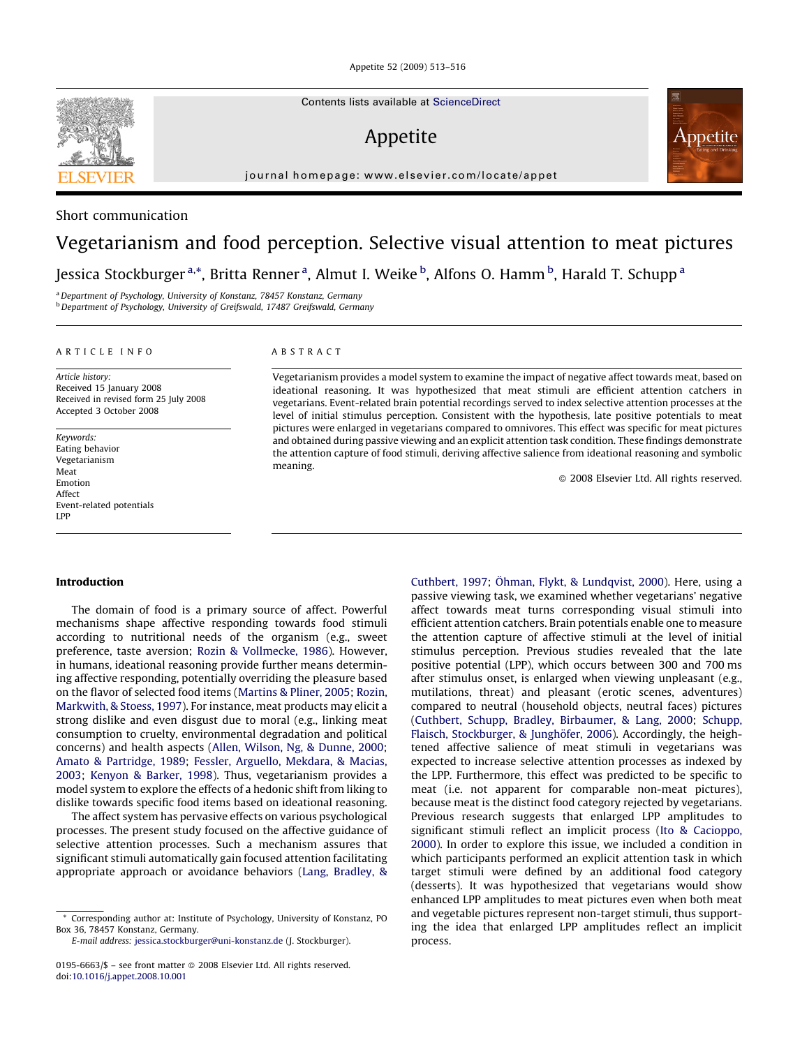Short communication

# Vegetarianism and food perception. Selective visual attention to meat pictures

Jessica Stockburger [a,*], Britta Renner [a], Almut I. Weike [b], Alfons O. Hamm [b], Harald T. Schupp [a]

[a] Department of Psychology, University of Konstanz, 78457 Konstanz, Germany
[b] Department of Psychology, University of Greifswald, 17487 Greifswald, Germany

**ARTICLE INFO**

*Article history:*
Received 15 January 2008
Received in revised form 25 July 2008
Accepted 3 October 2008

*Keywords:*
Eating behavior
Vegetarianism
Meat
Emotion
Affect
Event-related potentials
LPP

**ABSTRACT**

Vegetarianism provides a model system to examine the impact of negative affect towards meat, based on ideational reasoning. It was hypothesized that meat stimuli are efficient attention catchers in vegetarians. Event-related brain potential recordings served to index selective attention processes at the level of initial stimulus perception. Consistent with the hypothesis, late positive potentials to meat pictures were enlarged in vegetarians compared to omnivores. This effect was specific for meat pictures and obtained during passive viewing and an explicit attention task condition. These findings demonstrate the attention capture of food stimuli, deriving affective salience from ideational reasoning and symbolic meaning.

© 2008 Elsevier Ltd. All rights reserved.

## Introduction

The domain of food is a primary source of affect. Powerful mechanisms shape affective responding towards food stimuli according to nutritional needs of the organism (e.g., sweet preference, taste aversion; Rozin & Vollmecke, 1986). However, in humans, ideational reasoning provide further means determining affective responding, potentially overriding the pleasure based on the flavor of selected food items (Martins & Pliner, 2005; Rozin, Markwith, & Stoess, 1997). For instance, meat products may elicit a strong dislike and even disgust due to moral (e.g., linking meat consumption to cruelty, environmental degradation and political concerns) and health aspects (Allen, Wilson, Ng, & Dunne, 2000; Amato & Partridge, 1989; Fessler, Arguello, Mekdara, & Macias, 2003; Kenyon & Barker, 1998). Thus, vegetarianism provides a model system to explore the effects of a hedonic shift from liking to dislike towards specific food items based on ideational reasoning.

The affect system has pervasive effects on various psychological processes. The present study focused on the affective guidance of selective attention processes. Such a mechanism assures that significant stimuli automatically gain focused attention facilitating appropriate approach or avoidance behaviors (Lang, Bradley, & Cuthbert, 1997; Öhman, Flykt, & Lundqvist, 2000). Here, using a passive viewing task, we examined whether vegetarians' negative affect towards meat turns corresponding visual stimuli into efficient attention catchers. Brain potentials enable one to measure the attention capture of affective stimuli at the level of initial stimulus perception. Previous studies revealed that the late positive potential (LPP), which occurs between 300 and 700 ms after stimulus onset, is enlarged when viewing unpleasant (e.g., mutilations, threat) and pleasant (erotic scenes, adventures) compared to neutral (household objects, neutral faces) pictures (Cuthbert, Schupp, Bradley, Birbaumer, & Lang, 2000; Schupp, Flaisch, Stockburger, & Junghöfer, 2006). Accordingly, the heightened affective salience of meat stimuli in vegetarians was expected to increase selective attention processes as indexed by the LPP. Furthermore, this effect was predicted to be specific to meat (i.e. not apparent for comparable non-meat pictures), because meat is the distinct food category rejected by vegetarians. Previous research suggests that enlarged LPP amplitudes to significant stimuli reflect an implicit process (Ito & Cacioppo, 2000). In order to explore this issue, we included a condition in which participants performed an explicit attention task in which target stimuli were defined by an additional food category (desserts). It was hypothesized that vegetarians would show enhanced LPP amplitudes to meat pictures even when both meat and vegetable pictures represent non-target stimuli, thus supporting the idea that enlarged LPP amplitudes reflect an implicit process.

* Corresponding author at: Institute of Psychology, University of Konstanz, PO Box 36, 78457 Konstanz, Germany.
E-mail address: jessica.stockburger@uni-konstanz.de (J. Stockburger).

0195-6663/$ – see front matter © 2008 Elsevier Ltd. All rights reserved.
doi:10.1016/j.appet.2008.10.001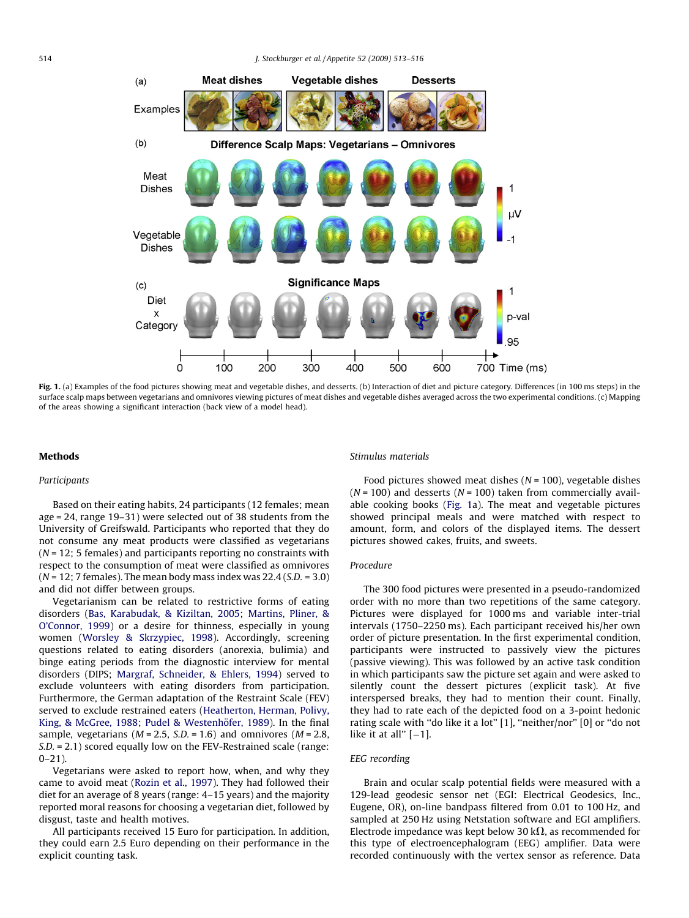**Fig. 1.** (a) Examples of the food pictures showing meat and vegetable dishes, and desserts. (b) Interaction of diet and picture category. Differences (in 100 ms steps) in the surface scalp maps between vegetarians and omnivores viewing pictures of meat dishes and vegetable dishes averaged across the two experimental conditions. (c) Mapping of the areas showing a significant interaction (back view of a model head).

## Methods

### Participants

Based on their eating habits, 24 participants (12 females; mean age = 24, range 19–31) were selected out of 38 students from the University of Greifswald. Participants who reported that they do not consume any meat products were classified as vegetarians ($N$ = 12; 5 females) and participants reporting no constraints with respect to the consumption of meat were classified as omnivores ($N$ = 12; 7 females). The mean body mass index was 22.4 ($S.D.$ = 3.0) and did not differ between groups.

Vegetarianism can be related to restrictive forms of eating disorders (Bas, Karabudak, & Kiziltan, 2005; Martins, Pliner, & O'Connor, 1999) or a desire for thinness, especially in young women (Worsley & Skrzypiec, 1998). Accordingly, screening questions related to eating disorders (anorexia, bulimia) and binge eating periods from the diagnostic interview for mental disorders (DIPS; Margraf, Schneider, & Ehlers, 1994) served to exclude volunteers with eating disorders from participation. Furthermore, the German adaptation of the Restraint Scale (FEV) served to exclude restrained eaters (Heatherton, Herman, Polivy, King, & McGree, 1988; Pudel & Westenhöfer, 1989). In the final sample, vegetarians ($M$ = 2.5, $S.D.$ = 1.6) and omnivores ($M$ = 2.8, $S.D.$ = 2.1) scored equally low on the FEV-Restrained scale (range: 0–21).

Vegetarians were asked to report how, when, and why they came to avoid meat (Rozin et al., 1997). They had followed their diet for an average of 8 years (range: 4–15 years) and the majority reported moral reasons for choosing a vegetarian diet, followed by disgust, taste and health motives.

All participants received 15 Euro for participation. In addition, they could earn 2.5 Euro depending on their performance in the explicit counting task.

### Stimulus materials

Food pictures showed meat dishes ($N$ = 100), vegetable dishes ($N$ = 100) and desserts ($N$ = 100) taken from commercially available cooking books (Fig. 1a). The meat and vegetable pictures showed principal meals and were matched with respect to amount, form, and colors of the displayed items. The dessert pictures showed cakes, fruits, and sweets.

### Procedure

The 300 food pictures were presented in a pseudo-randomized order with no more than two repetitions of the same category. Pictures were displayed for 1000 ms and variable inter-trial intervals (1750–2250 ms). Each participant received his/her own order of picture presentation. In the first experimental condition, participants were instructed to passively view the pictures (passive viewing). This was followed by an active task condition in which participants saw the picture set again and were asked to silently count the dessert pictures (explicit task). At five interspersed breaks, they had to mention their count. Finally, they had to rate each of the depicted food on a 3-point hedonic rating scale with "do like it a lot" [1], "neither/nor" [0] or "do not like it at all" [−1].

### EEG recording

Brain and ocular scalp potential fields were measured with a 129-lead geodesic sensor net (EGI: Electrical Geodesics, Inc., Eugene, OR), on-line bandpass filtered from 0.01 to 100 Hz, and sampled at 250 Hz using Netstation software and EGI amplifiers. Electrode impedance was kept below 30 k$\Omega$, as recommended for this type of electroencephalogram (EEG) amplifier. Data were recorded continuously with the vertex sensor as reference. Data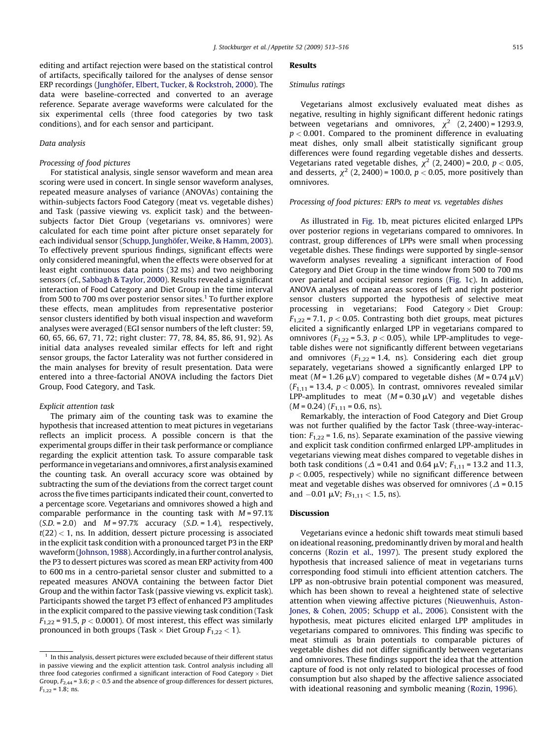editing and artifact rejection were based on the statistical control of artifacts, specifically tailored for the analyses of dense sensor ERP recordings (Junghöfer, Elbert, Tucker, & Rockstroh, 2000). The data were baseline-corrected and converted to an average reference. Separate average waveforms were calculated for the six experimental cells (three food categories by two task conditions), and for each sensor and participant.

### Data analysis

#### Processing of food pictures

For statistical analysis, single sensor waveform and mean area scoring were used in concert. In single sensor waveform analyses, repeated measure analyses of variance (ANOVAs) containing the within-subjects factors Food Category (meat vs. vegetable dishes) and Task (passive viewing vs. explicit task) and the between-subjects factor Diet Group (vegetarians vs. omnivores) were calculated for each time point after picture onset separately for each individual sensor (Schupp, Junghöfer, Weike, & Hamm, 2003). To effectively prevent spurious findings, significant effects were only considered meaningful, when the effects were observed for at least eight continuous data points (32 ms) and two neighboring sensors (cf., Sabbagh & Taylor, 2000). Results revealed a significant interaction of Food Category and Diet Group in the time interval from 500 to 700 ms over posterior sensor sites.[1] To further explore these effects, mean amplitudes from representative posterior sensor clusters identified by both visual inspection and waveform analyses were averaged (EGI sensor numbers of the left cluster: 59, 60, 65, 66, 67, 71, 72; right cluster: 77, 78, 84, 85, 86, 91, 92). As initial data analyses revealed similar effects for left and right sensor groups, the factor Laterality was not further considered in the main analyses for brevity of result presentation. Data were entered into a three-factorial ANOVA including the factors Diet Group, Food Category, and Task.

#### Explicit attention task

The primary aim of the counting task was to examine the hypothesis that increased attention to meat pictures in vegetarians reflects an implicit process. A possible concern is that the experimental groups differ in their task performance or compliance regarding the explicit attention task. To assure comparable task performance in vegetarians and omnivores, a first analysis examined the counting task. An overall accuracy score was obtained by subtracting the sum of the deviations from the correct target count across the five times participants indicated their count, converted to a percentage score. Vegetarians and omnivores showed a high and comparable performance in the counting task with $M = 97.1\%$ ($S.D. = 2.0$) and $M = 97.7\%$ accuracy ($S.D. = 1.4$), respectively, $t(22) < 1$, ns. In addition, dessert picture processing is associated in the explicit task condition with a pronounced target P3 in the ERP waveform (Johnson, 1988). Accordingly, in a further control analysis, the P3 to dessert pictures was scored as mean ERP activity from 400 to 600 ms in a centro-parietal sensor cluster and submitted to a repeated measures ANOVA containing the between factor Diet Group and the within factor Task (passive viewing vs. explicit task). Participants showed the target P3 effect of enhanced P3 amplitudes in the explicit compared to the passive viewing task condition (Task $F_{1,22} = 91.5$, $p < 0.0001$). Of most interest, this effect was similarly pronounced in both groups (Task × Diet Group $F_{1,22} < 1$).

[1] In this analysis, dessert pictures were excluded because of their different status in passive viewing and the explicit attention task. Control analysis including all three food categories confirmed a significant interaction of Food Category × Diet Group, $F_{2,44} = 3.6$; $p < 0.5$ and the absence of group differences for dessert pictures, $F_{1,22} = 1.8$; ns.

## Results

### Stimulus ratings

Vegetarians almost exclusively evaluated meat dishes as negative, resulting in highly significant different hedonic ratings between vegetarians and omnivores, $\chi^2$ $(2, 2400) = 1293.9$, $p < 0.001$. Compared to the prominent difference in evaluating meat dishes, only small albeit statistically significant group differences were found regarding vegetable dishes and desserts. Vegetarians rated vegetable dishes, $\chi^2$ $(2, 2400) = 20.0$, $p < 0.05$, and desserts, $\chi^2$ $(2, 2400) = 100.0$, $p < 0.05$, more positively than omnivores.

### Processing of food pictures: ERPs to meat vs. vegetables dishes

As illustrated in Fig. 1b, meat pictures elicited enlarged LPPs over posterior regions in vegetarians compared to omnivores. In contrast, group differences of LPPs were small when processing vegetable dishes. These findings were supported by single-sensor waveform analyses revealing a significant interaction of Food Category and Diet Group in the time window from 500 to 700 ms over parietal and occipital sensor regions (Fig. 1c). In addition, ANOVA analyses of mean areas scores of left and right posterior sensor clusters supported the hypothesis of selective meat processing in vegetarians; Food Category × Diet Group: $F_{1,22} = 7.1$, $p < 0.05$. Contrasting both diet groups, meat pictures elicited a significantly enlarged LPP in vegetarians compared to omnivores ($F_{1,22} = 5.3$, $p < 0.05$), while LPP-amplitudes to vegetable dishes were not significantly different between vegetarians and omnivores ($F_{1,22} = 1.4$, ns). Considering each diet group separately, vegetarians showed a significantly enlarged LPP to meat ($M = 1.26$ μV) compared to vegetable dishes ($M = 0.74$ μV) ($F_{1,11} = 13.4$, $p < 0.005$). In contrast, omnivores revealed similar LPP-amplitudes to meat ($M = 0.30$ μV) and vegetable dishes ($M = 0.24$) ($F_{1,11} = 0.6$, ns).

Remarkably, the interaction of Food Category and Diet Group was not further qualified by the factor Task (three-way-interaction: $F_{1,22} = 1.6$, ns). Separate examination of the passive viewing and explicit task condition confirmed enlarged LPP-amplitudes in vegetarians viewing meat dishes compared to vegetable dishes in both task conditions ($\Delta = 0.41$ and $0.64$ μV; $F_{1,11} = 13.2$ and $11.3$, $p < 0.005$, respectively) while no significant difference between meat and vegetable dishes was observed for omnivores ($\Delta = 0.15$ and $-0.01$ μV; $Fs_{1,11} < 1.5$, ns).

## Discussion

Vegetarians evince a hedonic shift towards meat stimuli based on ideational reasoning, predominantly driven by moral and health concerns (Rozin et al., 1997). The present study explored the hypothesis that increased salience of meat in vegetarians turns corresponding food stimuli into efficient attention catchers. The LPP as non-obtrusive brain potential component was measured, which has been shown to reveal a heightened state of selective attention when viewing affective pictures (Nieuwenhuis, Aston-Jones, & Cohen, 2005; Schupp et al., 2006). Consistent with the hypothesis, meat pictures elicited enlarged LPP amplitudes in vegetarians compared to omnivores. This finding was specific to meat stimuli as brain potentials to comparable pictures of vegetable dishes did not differ significantly between vegetarians and omnivores. These findings support the idea that the attention capture of food is not only related to biological processes of food consumption but also shaped by the affective salience associated with ideational reasoning and symbolic meaning (Rozin, 1996).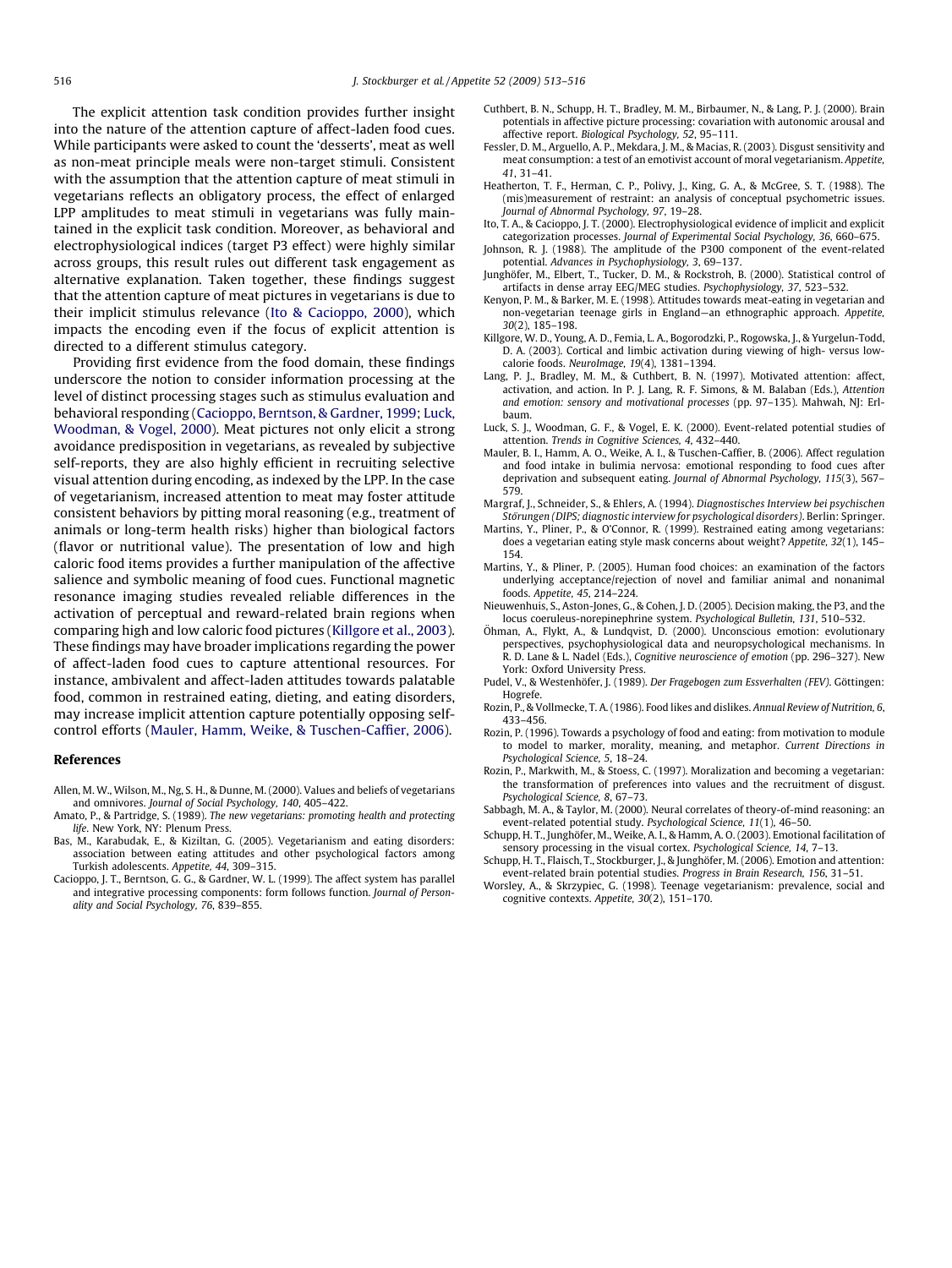The explicit attention task condition provides further insight into the nature of the attention capture of affect-laden food cues. While participants were asked to count the 'desserts', meat as well as non-meat principle meals were non-target stimuli. Consistent with the assumption that the attention capture of meat stimuli in vegetarians reflects an obligatory process, the effect of enlarged LPP amplitudes to meat stimuli in vegetarians was fully maintained in the explicit task condition. Moreover, as behavioral and electrophysiological indices (target P3 effect) were highly similar across groups, this result rules out different task engagement as alternative explanation. Taken together, these findings suggest that the attention capture of meat pictures in vegetarians is due to their implicit stimulus relevance (Ito & Cacioppo, 2000), which impacts the encoding even if the focus of explicit attention is directed to a different stimulus category.

Providing first evidence from the food domain, these findings underscore the notion to consider information processing at the level of distinct processing stages such as stimulus evaluation and behavioral responding (Cacioppo, Berntson, & Gardner, 1999; Luck, Woodman, & Vogel, 2000). Meat pictures not only elicit a strong avoidance predisposition in vegetarians, as revealed by subjective self-reports, they are also highly efficient in recruiting selective visual attention during encoding, as indexed by the LPP. In the case of vegetarianism, increased attention to meat may foster attitude consistent behaviors by pitting moral reasoning (e.g., treatment of animals or long-term health risks) higher than biological factors (flavor or nutritional value). The presentation of low and high caloric food items provides a further manipulation of the affective salience and symbolic meaning of food cues. Functional magnetic resonance imaging studies revealed reliable differences in the activation of perceptual and reward-related brain regions when comparing high and low caloric food pictures (Killgore et al., 2003). These findings may have broader implications regarding the power of affect-laden food cues to capture attentional resources. For instance, ambivalent and affect-laden attitudes towards palatable food, common in restrained eating, dieting, and eating disorders, may increase implicit attention capture potentially opposing self-control efforts (Mauler, Hamm, Weike, & Tuschen-Caffier, 2006).

## References

Allen, M. W., Wilson, M., Ng, S. H., & Dunne, M. (2000). Values and beliefs of vegetarians and omnivores. *Journal of Social Psychology, 140*, 405–422.

Amato, P., & Partridge, S. (1989). *The new vegetarians: promoting health and protecting life*. New York, NY: Plenum Press.

Bas, M., Karabudak, E., & Kiziltan, G. (2005). Vegetarianism and eating disorders: association between eating attitudes and other psychological factors among Turkish adolescents. *Appetite, 44*, 309–315.

Cacioppo, J. T., Berntson, G. G., & Gardner, W. L. (1999). The affect system has parallel and integrative processing components: form follows function. *Journal of Personality and Social Psychology, 76*, 839–855.

Cuthbert, B. N., Schupp, H. T., Bradley, M. M., Birbaumer, N., & Lang, P. J. (2000). Brain potentials in affective picture processing: covariation with autonomic arousal and affective report. *Biological Psychology, 52*, 95–111.

Fessler, D. M., Arguello, A. P., Mekdara, J. M., & Macias, R. (2003). Disgust sensitivity and meat consumption: a test of an emotivist account of moral vegetarianism. *Appetite, 41*, 31–41.

Heatherton, T. F., Herman, C. P., Polivy, J., King, G. A., & McGree, S. T. (1988). The (mis)measurement of restraint: an analysis of conceptual psychometric issues. *Journal of Abnormal Psychology, 97*, 19–28.

Ito, T. A., & Cacioppo, J. T. (2000). Electrophysiological evidence of implicit and explicit categorization processes. *Journal of Experimental Social Psychology, 36*, 660–675.

Johnson, R. J. (1988). The amplitude of the P300 component of the event-related potential. *Advances in Psychophysiology, 3*, 69–137.

Junghöfer, M., Elbert, T., Tucker, D. M., & Rockstroh, B. (2000). Statistical control of artifacts in dense array EEG/MEG studies. *Psychophysiology, 37*, 523–532.

Kenyon, P. M., & Barker, M. E. (1998). Attitudes towards meat-eating in vegetarian and non-vegetarian teenage girls in England—an ethnographic approach. *Appetite, 30*(2), 185–198.

Killgore, W. D., Young, A. D., Femia, L. A., Bogorodzki, P., Rogowska, J., & Yurgelun-Todd, D. A. (2003). Cortical and limbic activation during viewing of high- versus low-calorie foods. *NeuroImage, 19*(4), 1381–1394.

Lang, P. J., Bradley, M. M., & Cuthbert, B. N. (1997). Motivated attention: affect, activation, and action. In P. J. Lang, R. F. Simons, & M. Balaban (Eds.), *Attention and emotion: sensory and motivational processes* (pp. 97–135). Mahwah, NJ: Erlbaum.

Luck, S. J., Woodman, G. F., & Vogel, E. K. (2000). Event-related potential studies of attention. *Trends in Cognitive Sciences, 4*, 432–440.

Mauler, B. I., Hamm, A. O., Weike, A. I., & Tuschen-Caffier, B. (2006). Affect regulation and food intake in bulimia nervosa: emotional responding to food cues after deprivation and subsequent eating. *Journal of Abnormal Psychology, 115*(3), 567–579.

Margraf, J., Schneider, S., & Ehlers, A. (1994). *Diagnostisches Interview bei psychischen Störungen (DIPS; diagnostic interview for psychological disorders)*. Berlin: Springer.

Martins, Y., Pliner, P., & O'Connor, R. (1999). Restrained eating among vegetarians: does a vegetarian eating style mask concerns about weight? *Appetite, 32*(1), 145–154.

Martins, Y., & Pliner, P. (2005). Human food choices: an examination of the factors underlying acceptance/rejection of novel and familiar animal and nonanimal foods. *Appetite, 45*, 214–224.

Nieuwenhuis, S., Aston-Jones, G., & Cohen, J. D. (2005). Decision making, the P3, and the locus coeruleus-norepinephrine system. *Psychological Bulletin, 131*, 510–532.

Öhman, A., Flykt, A., & Lundqvist, D. (2000). Unconscious emotion: evolutionary perspectives, psychophysiological data and neuropsychological mechanisms. In R. D. Lane & L. Nadel (Eds.), *Cognitive neuroscience of emotion* (pp. 296–327). New York: Oxford University Press.

Pudel, V., & Westenhöfer, J. (1989). *Der Fragebogen zum Essverhalten (FEV)*. Göttingen: Hogrefe.

Rozin, P., & Vollmecke, T. A. (1986). Food likes and dislikes. *Annual Review of Nutrition, 6*, 433–456.

Rozin, P. (1996). Towards a psychology of food and eating: from motivation to module to model to marker, morality, meaning, and metaphor. *Current Directions in Psychological Science, 5*, 18–24.

Rozin, P., Markwith, M., & Stoess, C. (1997). Moralization and becoming a vegetarian: the transformation of preferences into values and the recruitment of disgust. *Psychological Science, 8*, 67–73.

Sabbagh, M. A., & Taylor, M. (2000). Neural correlates of theory-of-mind reasoning: an event-related potential study. *Psychological Science, 11*(1), 46–50.

Schupp, H. T., Junghöfer, M., Weike, A. I., & Hamm, A. O. (2003). Emotional facilitation of sensory processing in the visual cortex. *Psychological Science, 14*, 7–13.

Schupp, H. T., Flaisch, T., Stockburger, J., & Junghöfer, M. (2006). Emotion and attention: event-related brain potential studies. *Progress in Brain Research, 156*, 31–51.

Worsley, A., & Skrzypiec, G. (1998). Teenage vegetarianism: prevalence, social and cognitive contexts. *Appetite, 30*(2), 151–170.